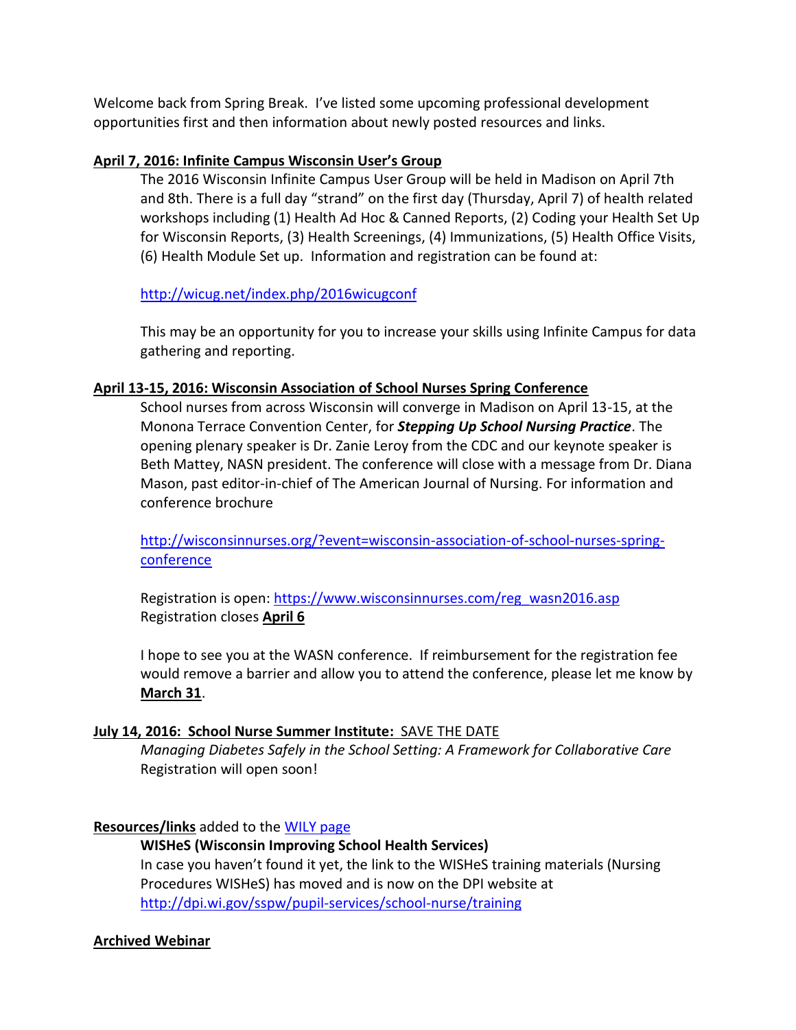Welcome back from Spring Break. I've listed some upcoming professional development opportunities first and then information about newly posted resources and links.

**April 7, 2016: Infinite Campus Wisconsin User's Group**

The 2016 Wisconsin Infinite Campus User Group will be held in Madison on April 7th and 8th. There is a full day "strand" on the first day (Thursday, April 7) of health related workshops including (1) Health Ad Hoc & Canned Reports, (2) Coding your Health Set Up for Wisconsin Reports, (3) Health Screenings, (4) Immunizations, (5) Health Office Visits, (6) Health Module Set up. Information and registration can be found at:

http://wicug.net/index.php/2016wicugconf

This may be an opportunity for you to increase your skills using Infinite Campus for data gathering and reporting.

**April 13-15, 2016: Wisconsin Association of School Nurses Spring Conference**

School nurses from across Wisconsin will converge in Madison on April 13-15, at the Monona Terrace Convention Center, for ***Stepping Up School Nursing Practice***. The opening plenary speaker is Dr. Zanie Leroy from the CDC and our keynote speaker is Beth Mattey, NASN president. The conference will close with a message from Dr. Diana Mason, past editor-in-chief of The American Journal of Nursing. For information and conference brochure

http://wisconsinnurses.org/?event=wisconsin-association-of-school-nurses-spring-conference

Registration is open: https://www.wisconsinnurses.com/reg_wasn2016.asp
Registration closes **April 6**

I hope to see you at the WASN conference. If reimbursement for the registration fee would remove a barrier and allow you to attend the conference, please let me know by **March 31**.

**July 14, 2016: School Nurse Summer Institute:** SAVE THE DATE

*Managing Diabetes Safely in the School Setting: A Framework for Collaborative Care*
Registration will open soon!

**Resources/links** added to the WILY page

**WISHeS (Wisconsin Improving School Health Services)**
In case you haven't found it yet, the link to the WISHeS training materials (Nursing Procedures WISHeS) has moved and is now on the DPI website at http://dpi.wi.gov/sspw/pupil-services/school-nurse/training

**Archived Webinar**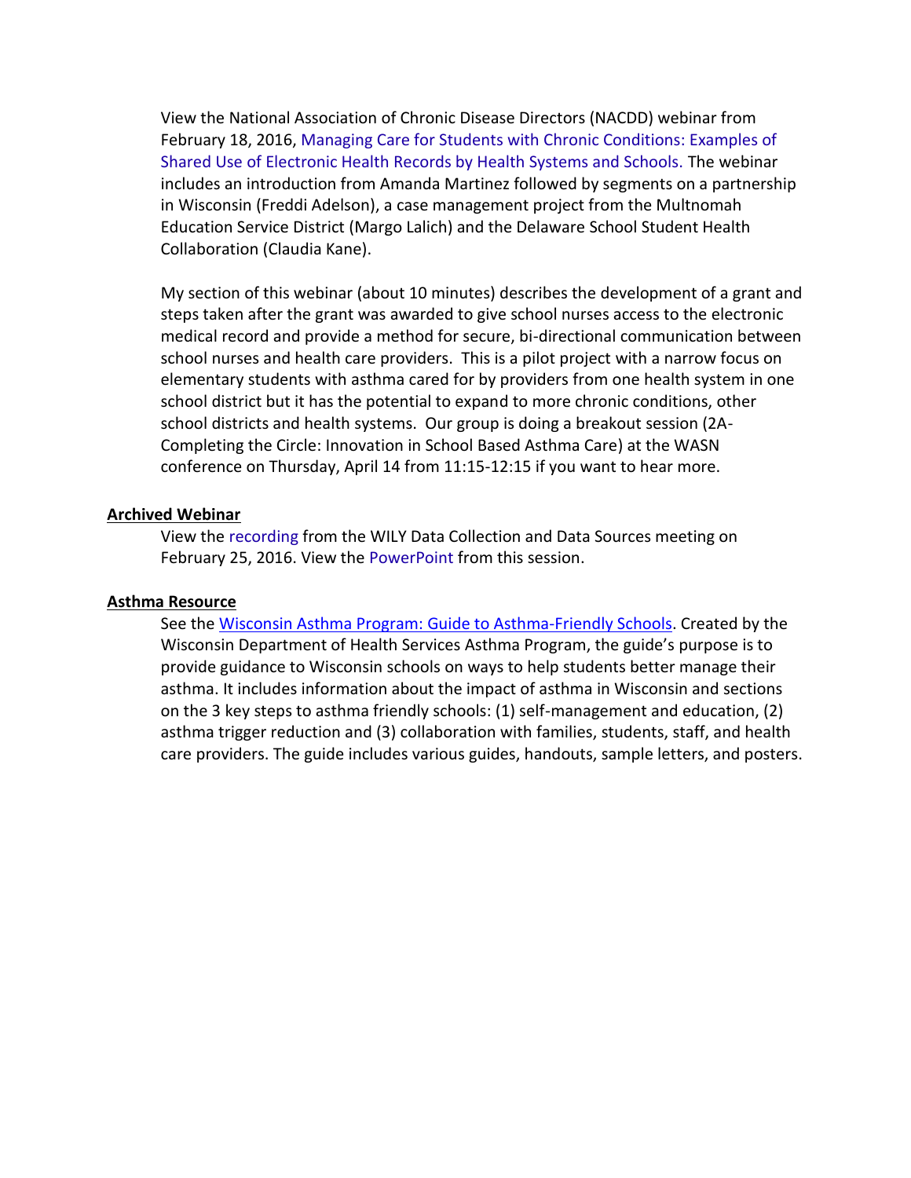View the National Association of Chronic Disease Directors (NACDD) webinar from February 18, 2016, Managing Care for Students with Chronic Conditions: Examples of Shared Use of Electronic Health Records by Health Systems and Schools. The webinar includes an introduction from Amanda Martinez followed by segments on a partnership in Wisconsin (Freddi Adelson), a case management project from the Multnomah Education Service District (Margo Lalich) and the Delaware School Student Health Collaboration (Claudia Kane).

My section of this webinar (about 10 minutes) describes the development of a grant and steps taken after the grant was awarded to give school nurses access to the electronic medical record and provide a method for secure, bi-directional communication between school nurses and health care providers. This is a pilot project with a narrow focus on elementary students with asthma cared for by providers from one health system in one school district but it has the potential to expand to more chronic conditions, other school districts and health systems. Our group is doing a breakout session (2A-Completing the Circle: Innovation in School Based Asthma Care) at the WASN conference on Thursday, April 14 from 11:15-12:15 if you want to hear more.

**Archived Webinar**

View the recording from the WILY Data Collection and Data Sources meeting on February 25, 2016. View the PowerPoint from this session.

**Asthma Resource**

See the Wisconsin Asthma Program: Guide to Asthma-Friendly Schools. Created by the Wisconsin Department of Health Services Asthma Program, the guide's purpose is to provide guidance to Wisconsin schools on ways to help students better manage their asthma. It includes information about the impact of asthma in Wisconsin and sections on the 3 key steps to asthma friendly schools: (1) self-management and education, (2) asthma trigger reduction and (3) collaboration with families, students, staff, and health care providers. The guide includes various guides, handouts, sample letters, and posters.